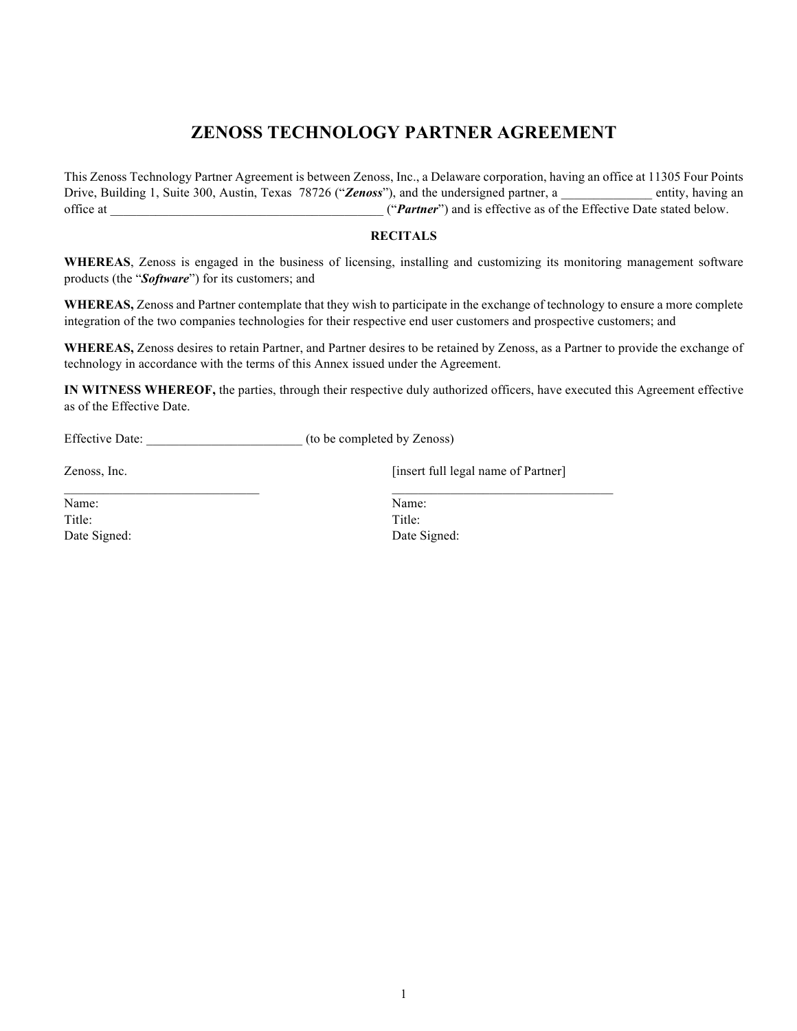# ZENOSS TECHNOLOGY PARTNER AGREEMENT

This Zenoss Technology Partner Agreement is between Zenoss, Inc., a Delaware corporation, having an office at 11305 Four Points Drive, Building 1, Suite 300, Austin, Texas 78726 ("***Zenoss***"), and the undersigned partner, a ______________ entity, having an office at __________________________________________ ("***Partner***") and is effective as of the Effective Date stated below.

## RECITALS

**WHEREAS**, Zenoss is engaged in the business of licensing, installing and customizing its monitoring management software products (the "***Software***") for its customers; and

**WHEREAS,** Zenoss and Partner contemplate that they wish to participate in the exchange of technology to ensure a more complete integration of the two companies technologies for their respective end user customers and prospective customers; and

**WHEREAS,** Zenoss desires to retain Partner, and Partner desires to be retained by Zenoss, as a Partner to provide the exchange of technology in accordance with the terms of this Annex issued under the Agreement.

**IN WITNESS WHEREOF,** the parties, through their respective duly authorized officers, have executed this Agreement effective as of the Effective Date.

Effective Date: ________________________ (to be completed by Zenoss)

Zenoss, Inc.

______________________________

Name:

Title:

Date Signed:

[insert full legal name of Partner]

___________________________________

Name:

Title:

Date Signed: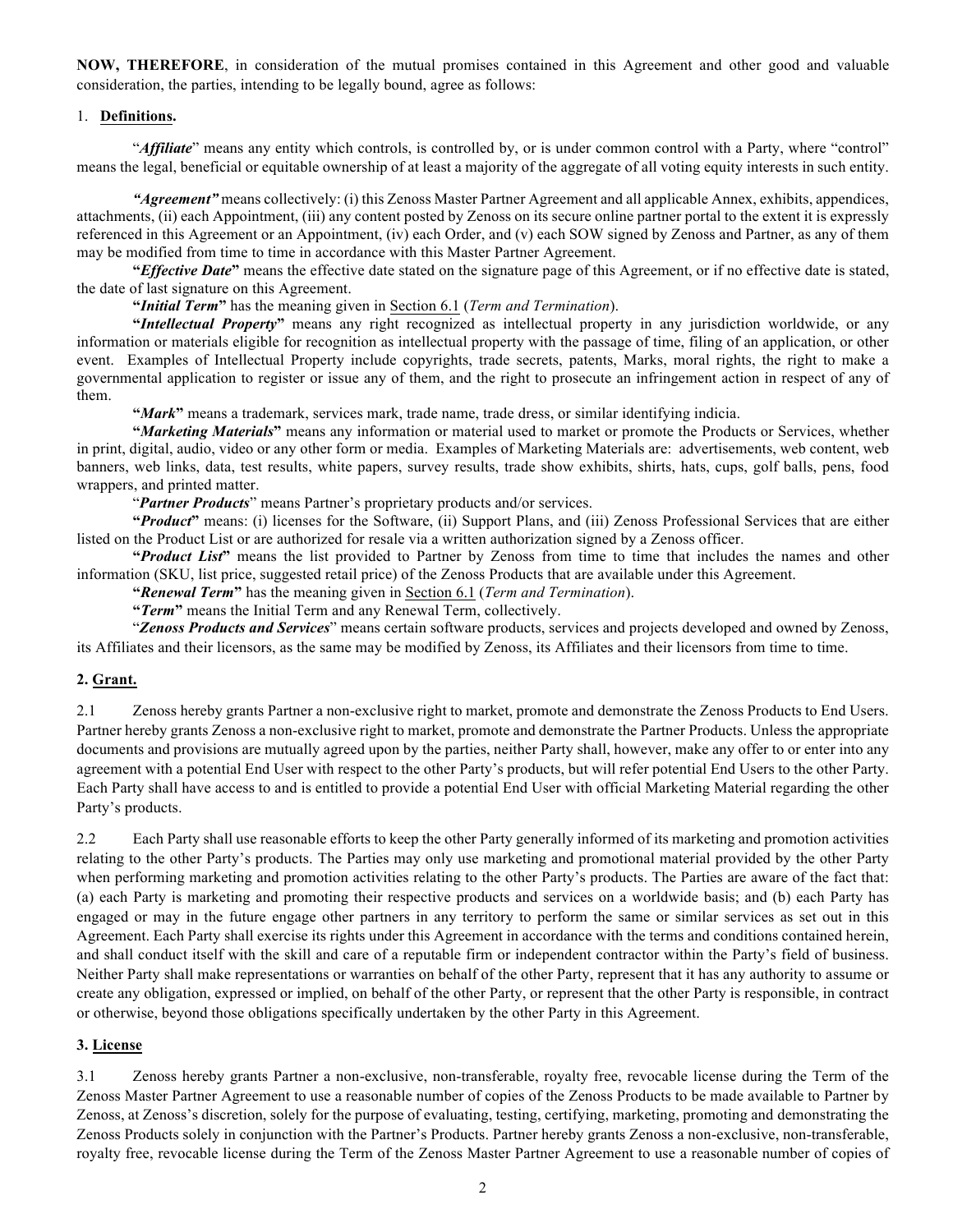**NOW, THEREFORE**, in consideration of the mutual promises contained in this Agreement and other good and valuable consideration, the parties, intending to be legally bound, agree as follows:

## 1. **Definitions.**

"***Affiliate***" means any entity which controls, is controlled by, or is under common control with a Party, where "control" means the legal, beneficial or equitable ownership of at least a majority of the aggregate of all voting equity interests in such entity.

***"Agreement"*** means collectively: (i) this Zenoss Master Partner Agreement and all applicable Annex, exhibits, appendices, attachments, (ii) each Appointment, (iii) any content posted by Zenoss on its secure online partner portal to the extent it is expressly referenced in this Agreement or an Appointment, (iv) each Order, and (v) each SOW signed by Zenoss and Partner, as any of them may be modified from time to time in accordance with this Master Partner Agreement.

**"*Effective Date*"** means the effective date stated on the signature page of this Agreement, or if no effective date is stated, the date of last signature on this Agreement.

**"*Initial Term*"** has the meaning given in Section 6.1 (*Term and Termination*).

**"*Intellectual Property*"** means any right recognized as intellectual property in any jurisdiction worldwide, or any information or materials eligible for recognition as intellectual property with the passage of time, filing of an application, or other event. Examples of Intellectual Property include copyrights, trade secrets, patents, Marks, moral rights, the right to make a governmental application to register or issue any of them, and the right to prosecute an infringement action in respect of any of them.

**"*Mark*"** means a trademark, services mark, trade name, trade dress, or similar identifying indicia.

**"*Marketing Materials*"** means any information or material used to market or promote the Products or Services, whether in print, digital, audio, video or any other form or media. Examples of Marketing Materials are: advertisements, web content, web banners, web links, data, test results, white papers, survey results, trade show exhibits, shirts, hats, cups, golf balls, pens, food wrappers, and printed matter.

"***Partner Products***" means Partner's proprietary products and/or services.

**"*Product*"** means: (i) licenses for the Software, (ii) Support Plans, and (iii) Zenoss Professional Services that are either listed on the Product List or are authorized for resale via a written authorization signed by a Zenoss officer.

**"*Product List*"** means the list provided to Partner by Zenoss from time to time that includes the names and other information (SKU, list price, suggested retail price) of the Zenoss Products that are available under this Agreement.

**"*Renewal Term*"** has the meaning given in Section 6.1 (*Term and Termination*).

**"*Term*"** means the Initial Term and any Renewal Term, collectively.

"***Zenoss Products and Services***" means certain software products, services and projects developed and owned by Zenoss, its Affiliates and their licensors, as the same may be modified by Zenoss, its Affiliates and their licensors from time to time.

## **2. Grant.**

2.1 Zenoss hereby grants Partner a non-exclusive right to market, promote and demonstrate the Zenoss Products to End Users. Partner hereby grants Zenoss a non-exclusive right to market, promote and demonstrate the Partner Products. Unless the appropriate documents and provisions are mutually agreed upon by the parties, neither Party shall, however, make any offer to or enter into any agreement with a potential End User with respect to the other Party's products, but will refer potential End Users to the other Party. Each Party shall have access to and is entitled to provide a potential End User with official Marketing Material regarding the other Party's products.

2.2 Each Party shall use reasonable efforts to keep the other Party generally informed of its marketing and promotion activities relating to the other Party's products. The Parties may only use marketing and promotional material provided by the other Party when performing marketing and promotion activities relating to the other Party's products. The Parties are aware of the fact that: (a) each Party is marketing and promoting their respective products and services on a worldwide basis; and (b) each Party has engaged or may in the future engage other partners in any territory to perform the same or similar services as set out in this Agreement. Each Party shall exercise its rights under this Agreement in accordance with the terms and conditions contained herein, and shall conduct itself with the skill and care of a reputable firm or independent contractor within the Party's field of business. Neither Party shall make representations or warranties on behalf of the other Party, represent that it has any authority to assume or create any obligation, expressed or implied, on behalf of the other Party, or represent that the other Party is responsible, in contract or otherwise, beyond those obligations specifically undertaken by the other Party in this Agreement.

## **3. License**

3.1 Zenoss hereby grants Partner a non-exclusive, non-transferable, royalty free, revocable license during the Term of the Zenoss Master Partner Agreement to use a reasonable number of copies of the Zenoss Products to be made available to Partner by Zenoss, at Zenoss's discretion, solely for the purpose of evaluating, testing, certifying, marketing, promoting and demonstrating the Zenoss Products solely in conjunction with the Partner's Products. Partner hereby grants Zenoss a non-exclusive, non-transferable, royalty free, revocable license during the Term of the Zenoss Master Partner Agreement to use a reasonable number of copies of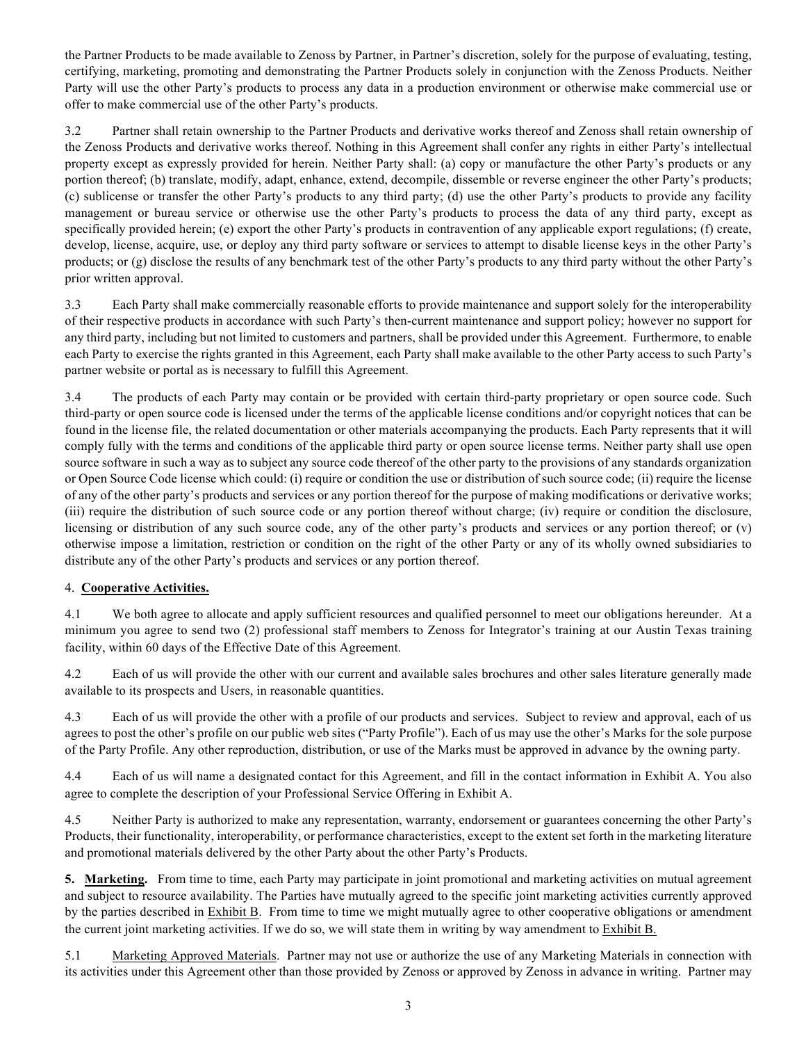the Partner Products to be made available to Zenoss by Partner, in Partner's discretion, solely for the purpose of evaluating, testing, certifying, marketing, promoting and demonstrating the Partner Products solely in conjunction with the Zenoss Products. Neither Party will use the other Party's products to process any data in a production environment or otherwise make commercial use or offer to make commercial use of the other Party's products.

3.2 Partner shall retain ownership to the Partner Products and derivative works thereof and Zenoss shall retain ownership of the Zenoss Products and derivative works thereof. Nothing in this Agreement shall confer any rights in either Party's intellectual property except as expressly provided for herein. Neither Party shall: (a) copy or manufacture the other Party's products or any portion thereof; (b) translate, modify, adapt, enhance, extend, decompile, dissemble or reverse engineer the other Party's products; (c) sublicense or transfer the other Party's products to any third party; (d) use the other Party's products to provide any facility management or bureau service or otherwise use the other Party's products to process the data of any third party, except as specifically provided herein; (e) export the other Party's products in contravention of any applicable export regulations; (f) create, develop, license, acquire, use, or deploy any third party software or services to attempt to disable license keys in the other Party's products; or (g) disclose the results of any benchmark test of the other Party's products to any third party without the other Party's prior written approval.

3.3 Each Party shall make commercially reasonable efforts to provide maintenance and support solely for the interoperability of their respective products in accordance with such Party's then-current maintenance and support policy; however no support for any third party, including but not limited to customers and partners, shall be provided under this Agreement. Furthermore, to enable each Party to exercise the rights granted in this Agreement, each Party shall make available to the other Party access to such Party's partner website or portal as is necessary to fulfill this Agreement.

3.4 The products of each Party may contain or be provided with certain third-party proprietary or open source code. Such third-party or open source code is licensed under the terms of the applicable license conditions and/or copyright notices that can be found in the license file, the related documentation or other materials accompanying the products. Each Party represents that it will comply fully with the terms and conditions of the applicable third party or open source license terms. Neither party shall use open source software in such a way as to subject any source code thereof of the other party to the provisions of any standards organization or Open Source Code license which could: (i) require or condition the use or distribution of such source code; (ii) require the license of any of the other party's products and services or any portion thereof for the purpose of making modifications or derivative works; (iii) require the distribution of such source code or any portion thereof without charge; (iv) require or condition the disclosure, licensing or distribution of any such source code, any of the other party's products and services or any portion thereof; or (v) otherwise impose a limitation, restriction or condition on the right of the other Party or any of its wholly owned subsidiaries to distribute any of the other Party's products and services or any portion thereof.

4. **Cooperative Activities.**

4.1 We both agree to allocate and apply sufficient resources and qualified personnel to meet our obligations hereunder. At a minimum you agree to send two (2) professional staff members to Zenoss for Integrator's training at our Austin Texas training facility, within 60 days of the Effective Date of this Agreement.

4.2 Each of us will provide the other with our current and available sales brochures and other sales literature generally made available to its prospects and Users, in reasonable quantities.

4.3 Each of us will provide the other with a profile of our products and services. Subject to review and approval, each of us agrees to post the other's profile on our public web sites ("Party Profile"). Each of us may use the other's Marks for the sole purpose of the Party Profile. Any other reproduction, distribution, or use of the Marks must be approved in advance by the owning party.

4.4 Each of us will name a designated contact for this Agreement, and fill in the contact information in Exhibit A. You also agree to complete the description of your Professional Service Offering in Exhibit A.

4.5 Neither Party is authorized to make any representation, warranty, endorsement or guarantees concerning the other Party's Products, their functionality, interoperability, or performance characteristics, except to the extent set forth in the marketing literature and promotional materials delivered by the other Party about the other Party's Products.

**5. Marketing.** From time to time, each Party may participate in joint promotional and marketing activities on mutual agreement and subject to resource availability. The Parties have mutually agreed to the specific joint marketing activities currently approved by the parties described in Exhibit B. From time to time we might mutually agree to other cooperative obligations or amendment the current joint marketing activities. If we do so, we will state them in writing by way amendment to Exhibit B.

5.1 Marketing Approved Materials. Partner may not use or authorize the use of any Marketing Materials in connection with its activities under this Agreement other than those provided by Zenoss or approved by Zenoss in advance in writing. Partner may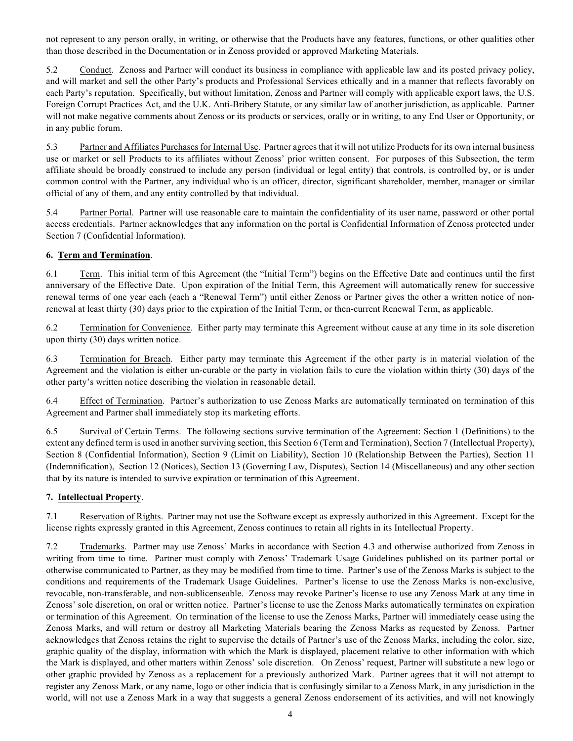not represent to any person orally, in writing, or otherwise that the Products have any features, functions, or other qualities other than those described in the Documentation or in Zenoss provided or approved Marketing Materials.

5.2 Conduct. Zenoss and Partner will conduct its business in compliance with applicable law and its posted privacy policy, and will market and sell the other Party's products and Professional Services ethically and in a manner that reflects favorably on each Party's reputation. Specifically, but without limitation, Zenoss and Partner will comply with applicable export laws, the U.S. Foreign Corrupt Practices Act, and the U.K. Anti-Bribery Statute, or any similar law of another jurisdiction, as applicable. Partner will not make negative comments about Zenoss or its products or services, orally or in writing, to any End User or Opportunity, or in any public forum.

5.3 Partner and Affiliates Purchases for Internal Use. Partner agrees that it will not utilize Products for its own internal business use or market or sell Products to its affiliates without Zenoss' prior written consent. For purposes of this Subsection, the term affiliate should be broadly construed to include any person (individual or legal entity) that controls, is controlled by, or is under common control with the Partner, any individual who is an officer, director, significant shareholder, member, manager or similar official of any of them, and any entity controlled by that individual.

5.4 Partner Portal. Partner will use reasonable care to maintain the confidentiality of its user name, password or other portal access credentials. Partner acknowledges that any information on the portal is Confidential Information of Zenoss protected under Section 7 (Confidential Information).

**6. Term and Termination**.

6.1 Term. This initial term of this Agreement (the "Initial Term") begins on the Effective Date and continues until the first anniversary of the Effective Date. Upon expiration of the Initial Term, this Agreement will automatically renew for successive renewal terms of one year each (each a "Renewal Term") until either Zenoss or Partner gives the other a written notice of non-renewal at least thirty (30) days prior to the expiration of the Initial Term, or then-current Renewal Term, as applicable.

6.2 Termination for Convenience. Either party may terminate this Agreement without cause at any time in its sole discretion upon thirty (30) days written notice.

6.3 Termination for Breach. Either party may terminate this Agreement if the other party is in material violation of the Agreement and the violation is either un-curable or the party in violation fails to cure the violation within thirty (30) days of the other party's written notice describing the violation in reasonable detail.

6.4 Effect of Termination. Partner's authorization to use Zenoss Marks are automatically terminated on termination of this Agreement and Partner shall immediately stop its marketing efforts.

6.5 Survival of Certain Terms. The following sections survive termination of the Agreement: Section 1 (Definitions) to the extent any defined term is used in another surviving section, this Section 6 (Term and Termination), Section 7 (Intellectual Property), Section 8 (Confidential Information), Section 9 (Limit on Liability), Section 10 (Relationship Between the Parties), Section 11 (Indemnification), Section 12 (Notices), Section 13 (Governing Law, Disputes), Section 14 (Miscellaneous) and any other section that by its nature is intended to survive expiration or termination of this Agreement.

**7. Intellectual Property**.

7.1 Reservation of Rights. Partner may not use the Software except as expressly authorized in this Agreement. Except for the license rights expressly granted in this Agreement, Zenoss continues to retain all rights in its Intellectual Property.

7.2 Trademarks. Partner may use Zenoss' Marks in accordance with Section 4.3 and otherwise authorized from Zenoss in writing from time to time. Partner must comply with Zenoss' Trademark Usage Guidelines published on its partner portal or otherwise communicated to Partner, as they may be modified from time to time. Partner's use of the Zenoss Marks is subject to the conditions and requirements of the Trademark Usage Guidelines. Partner's license to use the Zenoss Marks is non-exclusive, revocable, non-transferable, and non-sublicenseable. Zenoss may revoke Partner's license to use any Zenoss Mark at any time in Zenoss' sole discretion, on oral or written notice. Partner's license to use the Zenoss Marks automatically terminates on expiration or termination of this Agreement. On termination of the license to use the Zenoss Marks, Partner will immediately cease using the Zenoss Marks, and will return or destroy all Marketing Materials bearing the Zenoss Marks as requested by Zenoss. Partner acknowledges that Zenoss retains the right to supervise the details of Partner's use of the Zenoss Marks, including the color, size, graphic quality of the display, information with which the Mark is displayed, placement relative to other information with which the Mark is displayed, and other matters within Zenoss' sole discretion. On Zenoss' request, Partner will substitute a new logo or other graphic provided by Zenoss as a replacement for a previously authorized Mark. Partner agrees that it will not attempt to register any Zenoss Mark, or any name, logo or other indicia that is confusingly similar to a Zenoss Mark, in any jurisdiction in the world, will not use a Zenoss Mark in a way that suggests a general Zenoss endorsement of its activities, and will not knowingly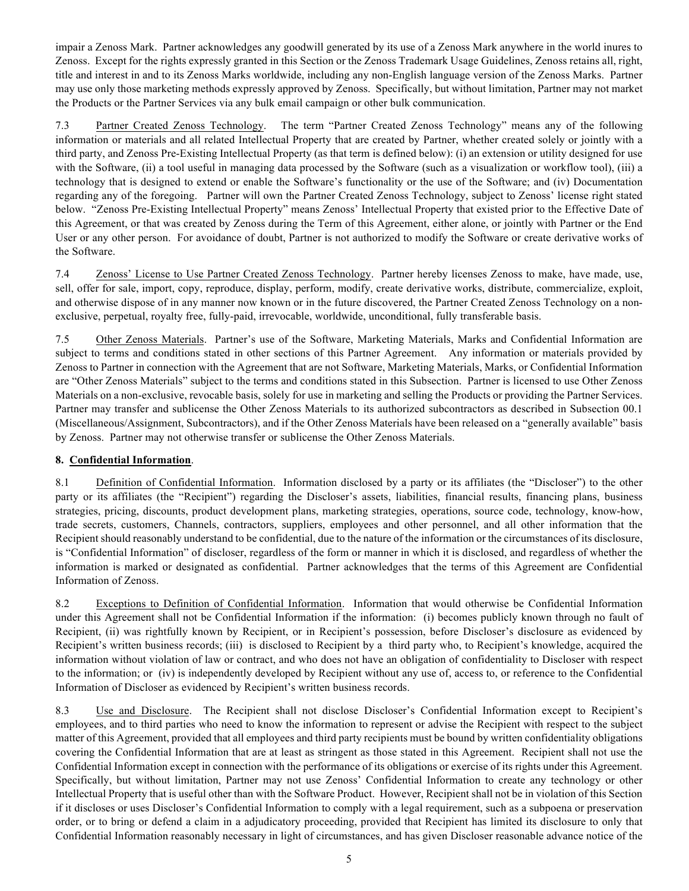impair a Zenoss Mark. Partner acknowledges any goodwill generated by its use of a Zenoss Mark anywhere in the world inures to Zenoss. Except for the rights expressly granted in this Section or the Zenoss Trademark Usage Guidelines, Zenoss retains all, right, title and interest in and to its Zenoss Marks worldwide, including any non-English language version of the Zenoss Marks. Partner may use only those marketing methods expressly approved by Zenoss. Specifically, but without limitation, Partner may not market the Products or the Partner Services via any bulk email campaign or other bulk communication.

7.3 Partner Created Zenoss Technology. The term "Partner Created Zenoss Technology" means any of the following information or materials and all related Intellectual Property that are created by Partner, whether created solely or jointly with a third party, and Zenoss Pre-Existing Intellectual Property (as that term is defined below): (i) an extension or utility designed for use with the Software, (ii) a tool useful in managing data processed by the Software (such as a visualization or workflow tool), (iii) a technology that is designed to extend or enable the Software's functionality or the use of the Software; and (iv) Documentation regarding any of the foregoing. Partner will own the Partner Created Zenoss Technology, subject to Zenoss' license right stated below. "Zenoss Pre-Existing Intellectual Property" means Zenoss' Intellectual Property that existed prior to the Effective Date of this Agreement, or that was created by Zenoss during the Term of this Agreement, either alone, or jointly with Partner or the End User or any other person. For avoidance of doubt, Partner is not authorized to modify the Software or create derivative works of the Software.

7.4 Zenoss' License to Use Partner Created Zenoss Technology. Partner hereby licenses Zenoss to make, have made, use, sell, offer for sale, import, copy, reproduce, display, perform, modify, create derivative works, distribute, commercialize, exploit, and otherwise dispose of in any manner now known or in the future discovered, the Partner Created Zenoss Technology on a non-exclusive, perpetual, royalty free, fully-paid, irrevocable, worldwide, unconditional, fully transferable basis.

7.5 Other Zenoss Materials. Partner's use of the Software, Marketing Materials, Marks and Confidential Information are subject to terms and conditions stated in other sections of this Partner Agreement. Any information or materials provided by Zenoss to Partner in connection with the Agreement that are not Software, Marketing Materials, Marks, or Confidential Information are "Other Zenoss Materials" subject to the terms and conditions stated in this Subsection. Partner is licensed to use Other Zenoss Materials on a non-exclusive, revocable basis, solely for use in marketing and selling the Products or providing the Partner Services. Partner may transfer and sublicense the Other Zenoss Materials to its authorized subcontractors as described in Subsection 00.1 (Miscellaneous/Assignment, Subcontractors), and if the Other Zenoss Materials have been released on a "generally available" basis by Zenoss. Partner may not otherwise transfer or sublicense the Other Zenoss Materials.

## 8. Confidential Information.

8.1 Definition of Confidential Information. Information disclosed by a party or its affiliates (the "Discloser") to the other party or its affiliates (the "Recipient") regarding the Discloser's assets, liabilities, financial results, financing plans, business strategies, pricing, discounts, product development plans, marketing strategies, operations, source code, technology, know-how, trade secrets, customers, Channels, contractors, suppliers, employees and other personnel, and all other information that the Recipient should reasonably understand to be confidential, due to the nature of the information or the circumstances of its disclosure, is "Confidential Information" of discloser, regardless of the form or manner in which it is disclosed, and regardless of whether the information is marked or designated as confidential. Partner acknowledges that the terms of this Agreement are Confidential Information of Zenoss.

8.2 Exceptions to Definition of Confidential Information. Information that would otherwise be Confidential Information under this Agreement shall not be Confidential Information if the information: (i) becomes publicly known through no fault of Recipient, (ii) was rightfully known by Recipient, or in Recipient's possession, before Discloser's disclosure as evidenced by Recipient's written business records; (iii) is disclosed to Recipient by a third party who, to Recipient's knowledge, acquired the information without violation of law or contract, and who does not have an obligation of confidentiality to Discloser with respect to the information; or (iv) is independently developed by Recipient without any use of, access to, or reference to the Confidential Information of Discloser as evidenced by Recipient's written business records.

8.3 Use and Disclosure. The Recipient shall not disclose Discloser's Confidential Information except to Recipient's employees, and to third parties who need to know the information to represent or advise the Recipient with respect to the subject matter of this Agreement, provided that all employees and third party recipients must be bound by written confidentiality obligations covering the Confidential Information that are at least as stringent as those stated in this Agreement. Recipient shall not use the Confidential Information except in connection with the performance of its obligations or exercise of its rights under this Agreement. Specifically, but without limitation, Partner may not use Zenoss' Confidential Information to create any technology or other Intellectual Property that is useful other than with the Software Product. However, Recipient shall not be in violation of this Section if it discloses or uses Discloser's Confidential Information to comply with a legal requirement, such as a subpoena or preservation order, or to bring or defend a claim in a adjudicatory proceeding, provided that Recipient has limited its disclosure to only that Confidential Information reasonably necessary in light of circumstances, and has given Discloser reasonable advance notice of the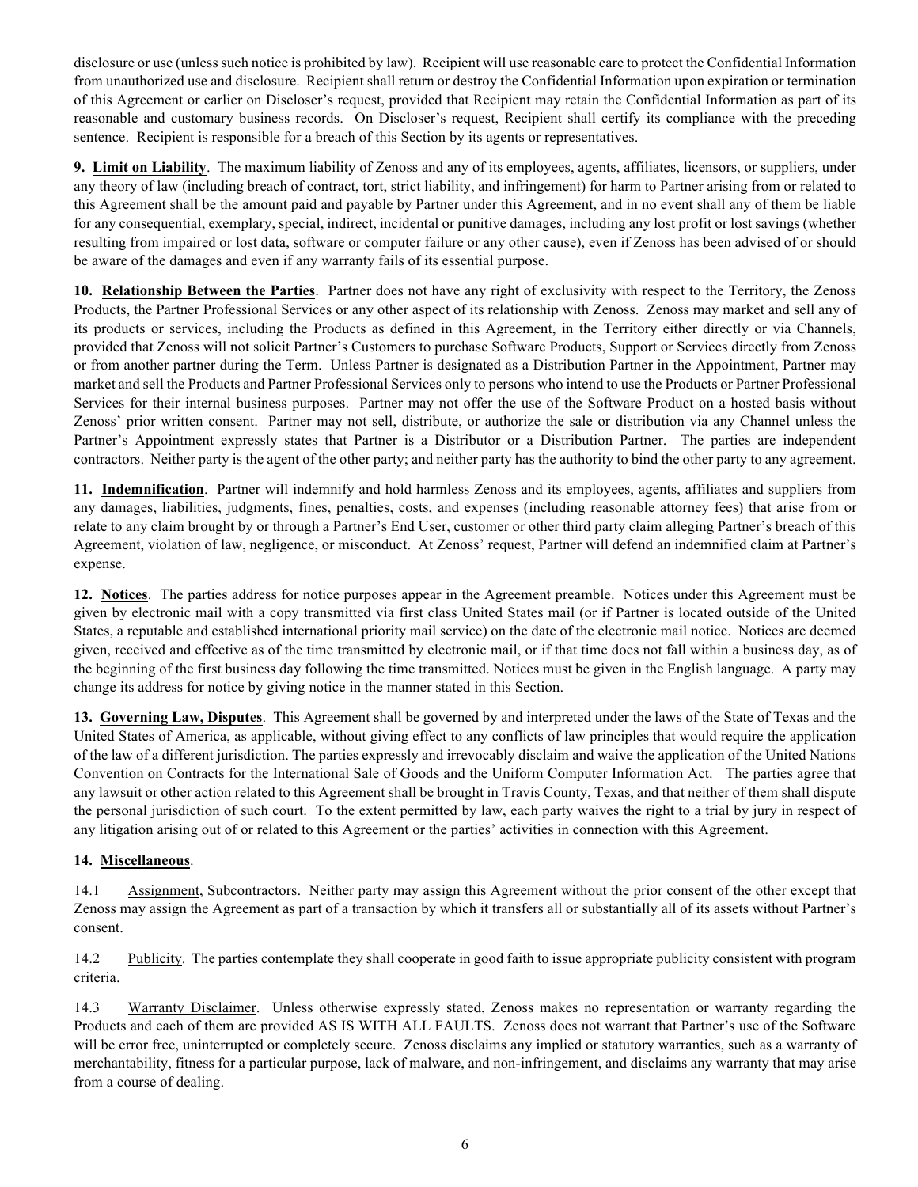disclosure or use (unless such notice is prohibited by law). Recipient will use reasonable care to protect the Confidential Information from unauthorized use and disclosure. Recipient shall return or destroy the Confidential Information upon expiration or termination of this Agreement or earlier on Discloser's request, provided that Recipient may retain the Confidential Information as part of its reasonable and customary business records. On Discloser's request, Recipient shall certify its compliance with the preceding sentence. Recipient is responsible for a breach of this Section by its agents or representatives.

**9. Limit on Liability**. The maximum liability of Zenoss and any of its employees, agents, affiliates, licensors, or suppliers, under any theory of law (including breach of contract, tort, strict liability, and infringement) for harm to Partner arising from or related to this Agreement shall be the amount paid and payable by Partner under this Agreement, and in no event shall any of them be liable for any consequential, exemplary, special, indirect, incidental or punitive damages, including any lost profit or lost savings (whether resulting from impaired or lost data, software or computer failure or any other cause), even if Zenoss has been advised of or should be aware of the damages and even if any warranty fails of its essential purpose.

**10. Relationship Between the Parties**. Partner does not have any right of exclusivity with respect to the Territory, the Zenoss Products, the Partner Professional Services or any other aspect of its relationship with Zenoss. Zenoss may market and sell any of its products or services, including the Products as defined in this Agreement, in the Territory either directly or via Channels, provided that Zenoss will not solicit Partner's Customers to purchase Software Products, Support or Services directly from Zenoss or from another partner during the Term. Unless Partner is designated as a Distribution Partner in the Appointment, Partner may market and sell the Products and Partner Professional Services only to persons who intend to use the Products or Partner Professional Services for their internal business purposes. Partner may not offer the use of the Software Product on a hosted basis without Zenoss' prior written consent. Partner may not sell, distribute, or authorize the sale or distribution via any Channel unless the Partner's Appointment expressly states that Partner is a Distributor or a Distribution Partner. The parties are independent contractors. Neither party is the agent of the other party; and neither party has the authority to bind the other party to any agreement.

**11. Indemnification**. Partner will indemnify and hold harmless Zenoss and its employees, agents, affiliates and suppliers from any damages, liabilities, judgments, fines, penalties, costs, and expenses (including reasonable attorney fees) that arise from or relate to any claim brought by or through a Partner's End User, customer or other third party claim alleging Partner's breach of this Agreement, violation of law, negligence, or misconduct. At Zenoss' request, Partner will defend an indemnified claim at Partner's expense.

**12. Notices**. The parties address for notice purposes appear in the Agreement preamble. Notices under this Agreement must be given by electronic mail with a copy transmitted via first class United States mail (or if Partner is located outside of the United States, a reputable and established international priority mail service) on the date of the electronic mail notice. Notices are deemed given, received and effective as of the time transmitted by electronic mail, or if that time does not fall within a business day, as of the beginning of the first business day following the time transmitted. Notices must be given in the English language. A party may change its address for notice by giving notice in the manner stated in this Section.

**13. Governing Law, Disputes**. This Agreement shall be governed by and interpreted under the laws of the State of Texas and the United States of America, as applicable, without giving effect to any conflicts of law principles that would require the application of the law of a different jurisdiction. The parties expressly and irrevocably disclaim and waive the application of the United Nations Convention on Contracts for the International Sale of Goods and the Uniform Computer Information Act. The parties agree that any lawsuit or other action related to this Agreement shall be brought in Travis County, Texas, and that neither of them shall dispute the personal jurisdiction of such court. To the extent permitted by law, each party waives the right to a trial by jury in respect of any litigation arising out of or related to this Agreement or the parties' activities in connection with this Agreement.

**14. Miscellaneous**.

14.1 Assignment, Subcontractors. Neither party may assign this Agreement without the prior consent of the other except that Zenoss may assign the Agreement as part of a transaction by which it transfers all or substantially all of its assets without Partner's consent.

14.2 Publicity. The parties contemplate they shall cooperate in good faith to issue appropriate publicity consistent with program criteria.

14.3 Warranty Disclaimer. Unless otherwise expressly stated, Zenoss makes no representation or warranty regarding the Products and each of them are provided AS IS WITH ALL FAULTS. Zenoss does not warrant that Partner's use of the Software will be error free, uninterrupted or completely secure. Zenoss disclaims any implied or statutory warranties, such as a warranty of merchantability, fitness for a particular purpose, lack of malware, and non-infringement, and disclaims any warranty that may arise from a course of dealing.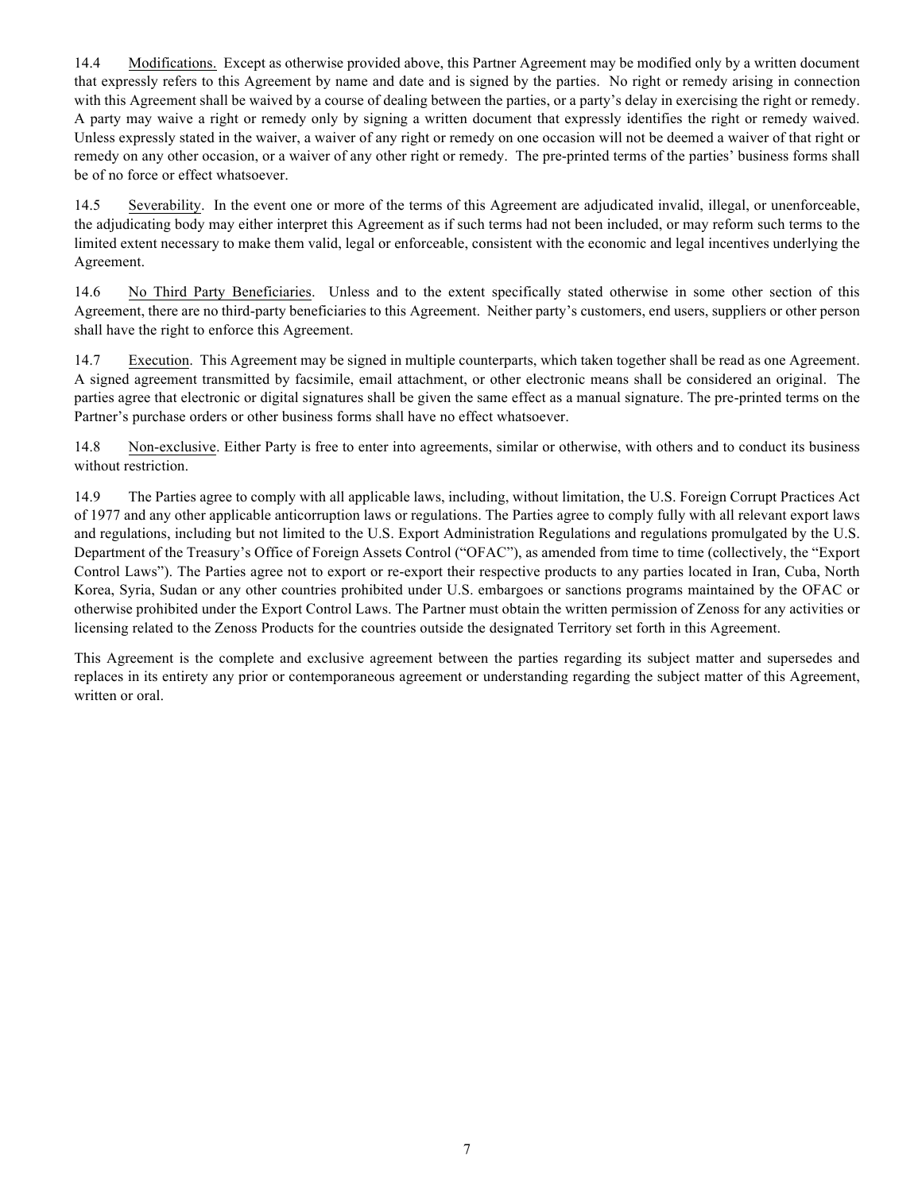14.4 Modifications. Except as otherwise provided above, this Partner Agreement may be modified only by a written document that expressly refers to this Agreement by name and date and is signed by the parties. No right or remedy arising in connection with this Agreement shall be waived by a course of dealing between the parties, or a party's delay in exercising the right or remedy. A party may waive a right or remedy only by signing a written document that expressly identifies the right or remedy waived. Unless expressly stated in the waiver, a waiver of any right or remedy on one occasion will not be deemed a waiver of that right or remedy on any other occasion, or a waiver of any other right or remedy. The pre-printed terms of the parties' business forms shall be of no force or effect whatsoever.

14.5 Severability. In the event one or more of the terms of this Agreement are adjudicated invalid, illegal, or unenforceable, the adjudicating body may either interpret this Agreement as if such terms had not been included, or may reform such terms to the limited extent necessary to make them valid, legal or enforceable, consistent with the economic and legal incentives underlying the Agreement.

14.6 No Third Party Beneficiaries. Unless and to the extent specifically stated otherwise in some other section of this Agreement, there are no third-party beneficiaries to this Agreement. Neither party's customers, end users, suppliers or other person shall have the right to enforce this Agreement.

14.7 Execution. This Agreement may be signed in multiple counterparts, which taken together shall be read as one Agreement. A signed agreement transmitted by facsimile, email attachment, or other electronic means shall be considered an original. The parties agree that electronic or digital signatures shall be given the same effect as a manual signature. The pre-printed terms on the Partner's purchase orders or other business forms shall have no effect whatsoever.

14.8 Non-exclusive. Either Party is free to enter into agreements, similar or otherwise, with others and to conduct its business without restriction.

14.9 The Parties agree to comply with all applicable laws, including, without limitation, the U.S. Foreign Corrupt Practices Act of 1977 and any other applicable anticorruption laws or regulations. The Parties agree to comply fully with all relevant export laws and regulations, including but not limited to the U.S. Export Administration Regulations and regulations promulgated by the U.S. Department of the Treasury's Office of Foreign Assets Control ("OFAC"), as amended from time to time (collectively, the "Export Control Laws"). The Parties agree not to export or re-export their respective products to any parties located in Iran, Cuba, North Korea, Syria, Sudan or any other countries prohibited under U.S. embargoes or sanctions programs maintained by the OFAC or otherwise prohibited under the Export Control Laws. The Partner must obtain the written permission of Zenoss for any activities or licensing related to the Zenoss Products for the countries outside the designated Territory set forth in this Agreement.

This Agreement is the complete and exclusive agreement between the parties regarding its subject matter and supersedes and replaces in its entirety any prior or contemporaneous agreement or understanding regarding the subject matter of this Agreement, written or oral.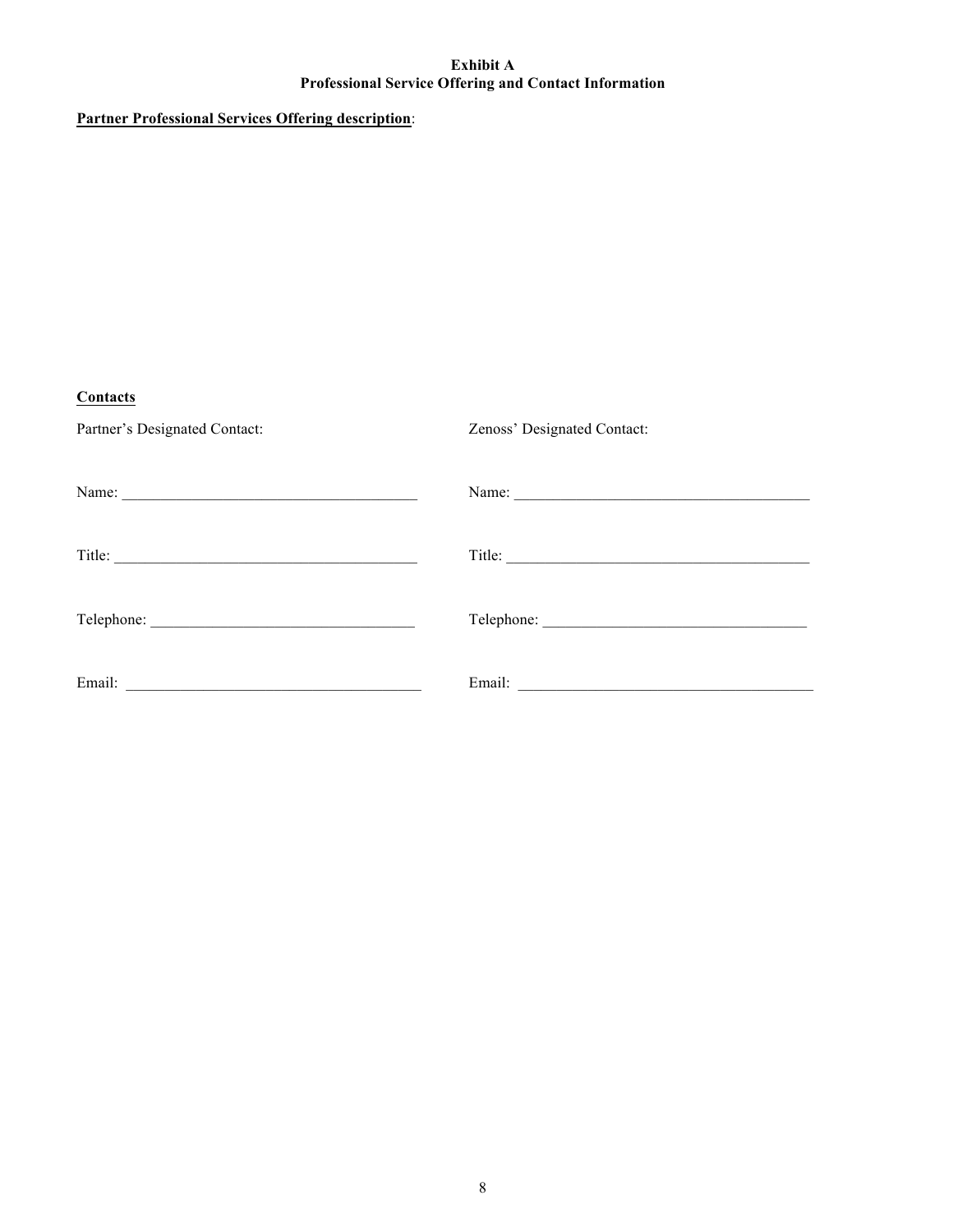**Exhibit A**
**Professional Service Offering and Contact Information**

**Partner Professional Services Offering description**:

**Contacts**

| Partner's Designated Contact: | Zenoss' Designated Contact: |
|---|---|
| Name: ____________________________________ | Name: ____________________________________ |
| Title: ____________________________________ | Title: ____________________________________ |
| Telephone: _______________________________ | Telephone: _______________________________ |
| Email: ____________________________________ | Email: ____________________________________ |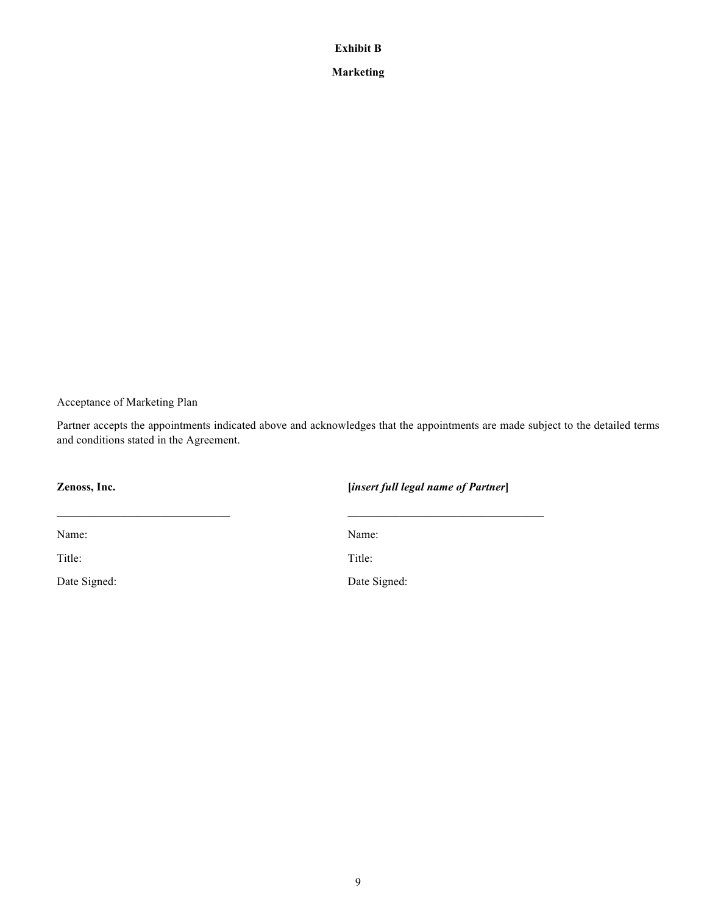**Exhibit B**

**Marketing**

Acceptance of Marketing Plan

Partner accepts the appointments indicated above and acknowledges that the appointments are made subject to the detailed terms and conditions stated in the Agreement.

| | |
|---|---|
| **Zenoss, Inc.** | **[*insert full legal name of Partner*]** |
| ______________________________ | __________________________________ |
| Name: | Name: |
| Title: | Title: |
| Date Signed: | Date Signed: |